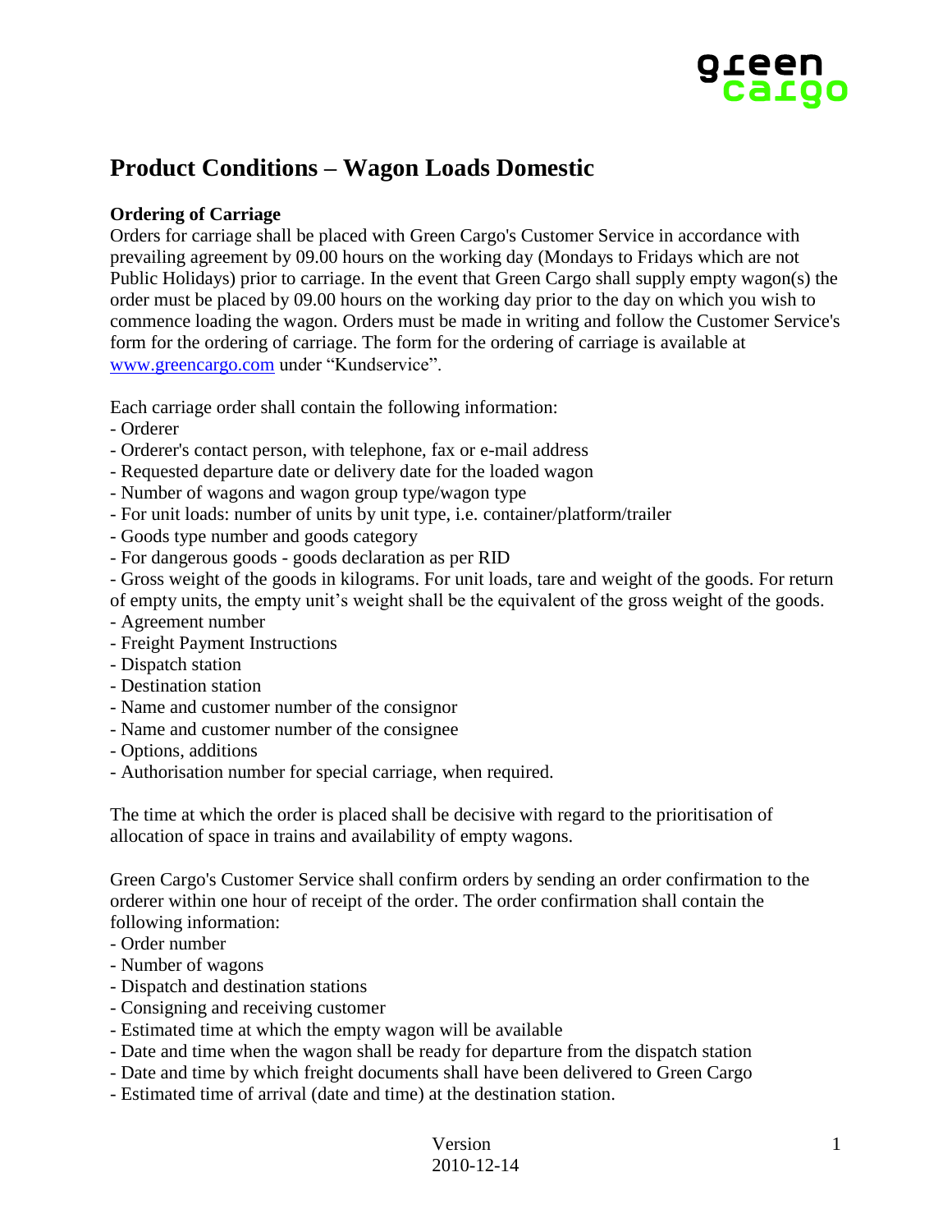# Product Conditions – Wagon Loads Domestic

**Ordering of Carriage**

Orders for carriage shall be placed with Green Cargo's Customer Service in accordance with prevailing agreement by 09.00 hours on the working day (Mondays to Fridays which are not Public Holidays) prior to carriage. In the event that Green Cargo shall supply empty wagon(s) the order must be placed by 09.00 hours on the working day prior to the day on which you wish to commence loading the wagon. Orders must be made in writing and follow the Customer Service's form for the ordering of carriage. The form for the ordering of carriage is available at www.greencargo.com under "Kundservice".

Each carriage order shall contain the following information:

- Orderer
- Orderer's contact person, with telephone, fax or e-mail address
- Requested departure date or delivery date for the loaded wagon
- Number of wagons and wagon group type/wagon type
- For unit loads: number of units by unit type, i.e. container/platform/trailer
- Goods type number and goods category
- For dangerous goods - goods declaration as per RID
- Gross weight of the goods in kilograms. For unit loads, tare and weight of the goods. For return of empty units, the empty unit's weight shall be the equivalent of the gross weight of the goods.
- Agreement number
- Freight Payment Instructions
- Dispatch station
- Destination station
- Name and customer number of the consignor
- Name and customer number of the consignee
- Options, additions
- Authorisation number for special carriage, when required.

The time at which the order is placed shall be decisive with regard to the prioritisation of allocation of space in trains and availability of empty wagons.

Green Cargo's Customer Service shall confirm orders by sending an order confirmation to the orderer within one hour of receipt of the order. The order confirmation shall contain the following information:

- Order number
- Number of wagons
- Dispatch and destination stations
- Consigning and receiving customer
- Estimated time at which the empty wagon will be available
- Date and time when the wagon shall be ready for departure from the dispatch station
- Date and time by which freight documents shall have been delivered to Green Cargo
- Estimated time of arrival (date and time) at the destination station.

Version
2010-12-14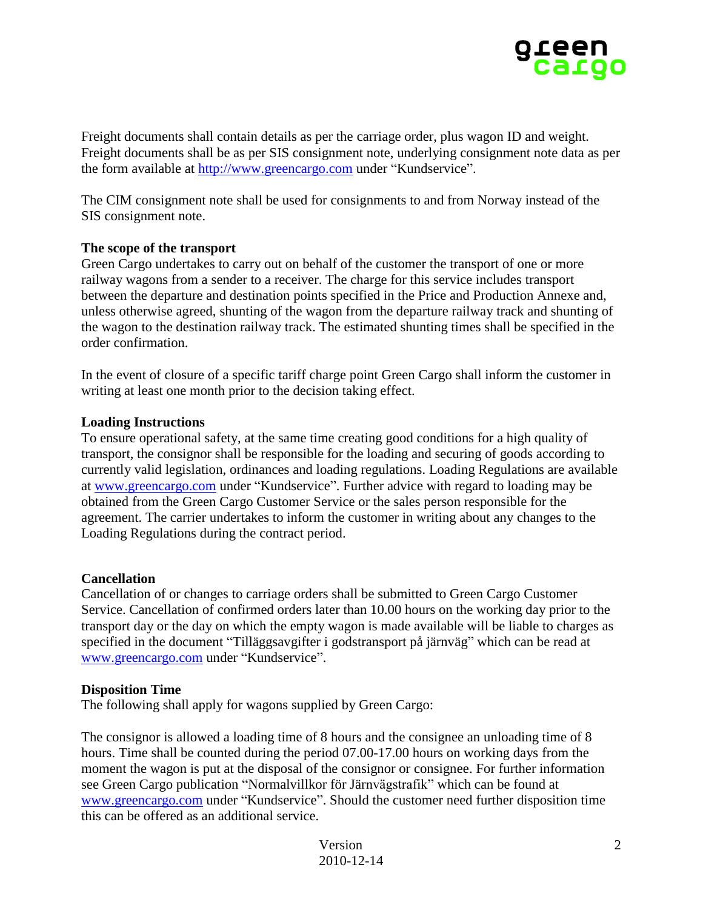Freight documents shall contain details as per the carriage order, plus wagon ID and weight. Freight documents shall be as per SIS consignment note, underlying consignment note data as per the form available at http://www.greencargo.com under "Kundservice".

The CIM consignment note shall be used for consignments to and from Norway instead of the SIS consignment note.

**The scope of the transport**

Green Cargo undertakes to carry out on behalf of the customer the transport of one or more railway wagons from a sender to a receiver. The charge for this service includes transport between the departure and destination points specified in the Price and Production Annexe and, unless otherwise agreed, shunting of the wagon from the departure railway track and shunting of the wagon to the destination railway track. The estimated shunting times shall be specified in the order confirmation.

In the event of closure of a specific tariff charge point Green Cargo shall inform the customer in writing at least one month prior to the decision taking effect.

**Loading Instructions**

To ensure operational safety, at the same time creating good conditions for a high quality of transport, the consignor shall be responsible for the loading and securing of goods according to currently valid legislation, ordinances and loading regulations. Loading Regulations are available at www.greencargo.com under "Kundservice". Further advice with regard to loading may be obtained from the Green Cargo Customer Service or the sales person responsible for the agreement. The carrier undertakes to inform the customer in writing about any changes to the Loading Regulations during the contract period.

**Cancellation**

Cancellation of or changes to carriage orders shall be submitted to Green Cargo Customer Service. Cancellation of confirmed orders later than 10.00 hours on the working day prior to the transport day or the day on which the empty wagon is made available will be liable to charges as specified in the document "Tilläggsavgifter i godstransport på järnväg" which can be read at www.greencargo.com under "Kundservice".

**Disposition Time**

The following shall apply for wagons supplied by Green Cargo:

The consignor is allowed a loading time of 8 hours and the consignee an unloading time of 8 hours. Time shall be counted during the period 07.00-17.00 hours on working days from the moment the wagon is put at the disposal of the consignor or consignee. For further information see Green Cargo publication "Normalvillkor för Järnvägstrafik" which can be found at www.greencargo.com under "Kundservice". Should the customer need further disposition time this can be offered as an additional service.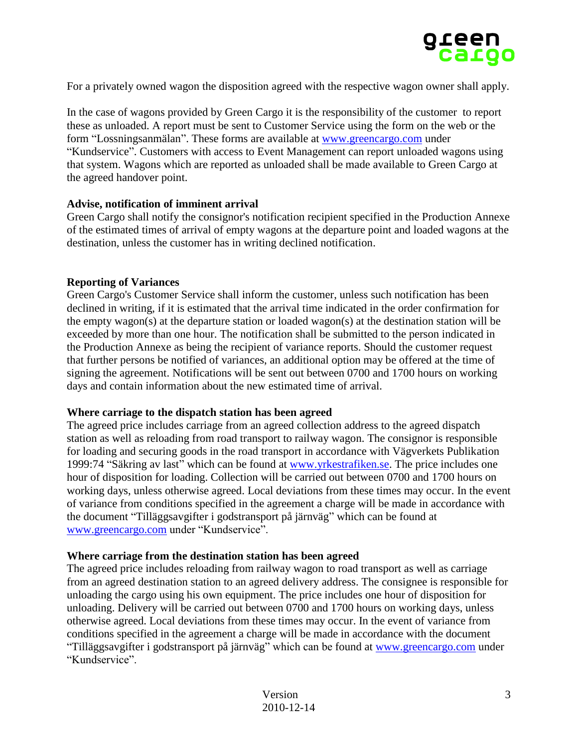For a privately owned wagon the disposition agreed with the respective wagon owner shall apply.

In the case of wagons provided by Green Cargo it is the responsibility of the customer to report these as unloaded. A report must be sent to Customer Service using the form on the web or the form "Lossningsanmälan". These forms are available at www.greencargo.com under "Kundservice". Customers with access to Event Management can report unloaded wagons using that system. Wagons which are reported as unloaded shall be made available to Green Cargo at the agreed handover point.

**Advise, notification of imminent arrival**
Green Cargo shall notify the consignor's notification recipient specified in the Production Annexe of the estimated times of arrival of empty wagons at the departure point and loaded wagons at the destination, unless the customer has in writing declined notification.

**Reporting of Variances**
Green Cargo's Customer Service shall inform the customer, unless such notification has been declined in writing, if it is estimated that the arrival time indicated in the order confirmation for the empty wagon(s) at the departure station or loaded wagon(s) at the destination station will be exceeded by more than one hour. The notification shall be submitted to the person indicated in the Production Annexe as being the recipient of variance reports. Should the customer request that further persons be notified of variances, an additional option may be offered at the time of signing the agreement. Notifications will be sent out between 0700 and 1700 hours on working days and contain information about the new estimated time of arrival.

**Where carriage to the dispatch station has been agreed**
The agreed price includes carriage from an agreed collection address to the agreed dispatch station as well as reloading from road transport to railway wagon. The consignor is responsible for loading and securing goods in the road transport in accordance with Vägverkets Publikation 1999:74 "Säkring av last" which can be found at www.yrkestrafiken.se. The price includes one hour of disposition for loading. Collection will be carried out between 0700 and 1700 hours on working days, unless otherwise agreed. Local deviations from these times may occur. In the event of variance from conditions specified in the agreement a charge will be made in accordance with the document "Tilläggsavgifter i godstransport på järnväg" which can be found at www.greencargo.com under "Kundservice".

**Where carriage from the destination station has been agreed**
The agreed price includes reloading from railway wagon to road transport as well as carriage from an agreed destination station to an agreed delivery address. The consignee is responsible for unloading the cargo using his own equipment. The price includes one hour of disposition for unloading. Delivery will be carried out between 0700 and 1700 hours on working days, unless otherwise agreed. Local deviations from these times may occur. In the event of variance from conditions specified in the agreement a charge will be made in accordance with the document "Tilläggsavgifter i godstransport på järnväg" which can be found at www.greencargo.com under "Kundservice".